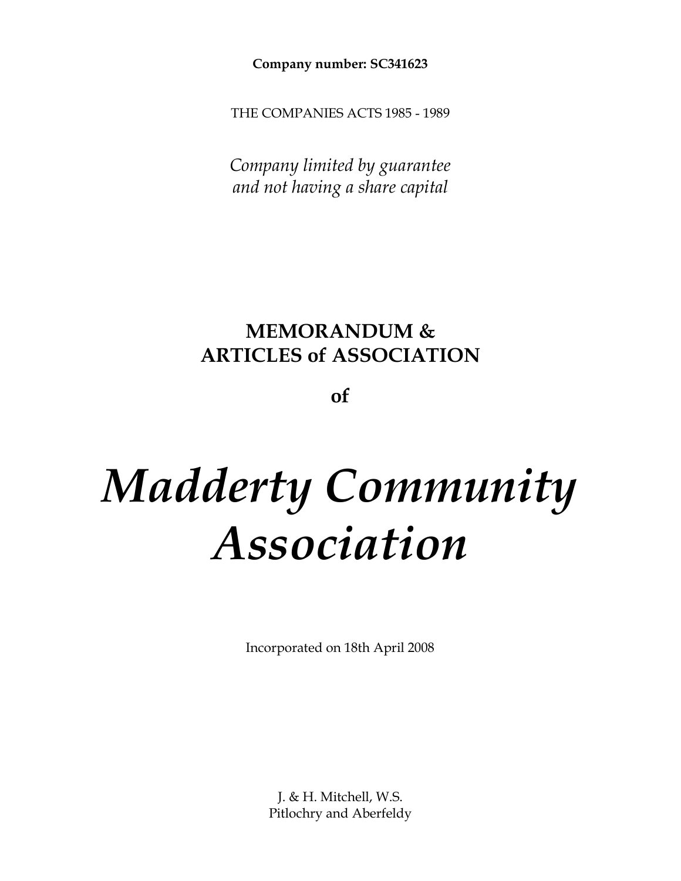**Company number: SC341623**

THE COMPANIES ACTS 1985 - 1989

*Company limited by guarantee*
*and not having a share capital*

# MEMORANDUM & ARTICLES of ASSOCIATION

**of**

# *Madderty Community Association*

Incorporated on 18th April 2008

J. & H. Mitchell, W.S.
Pitlochry and Aberfeldy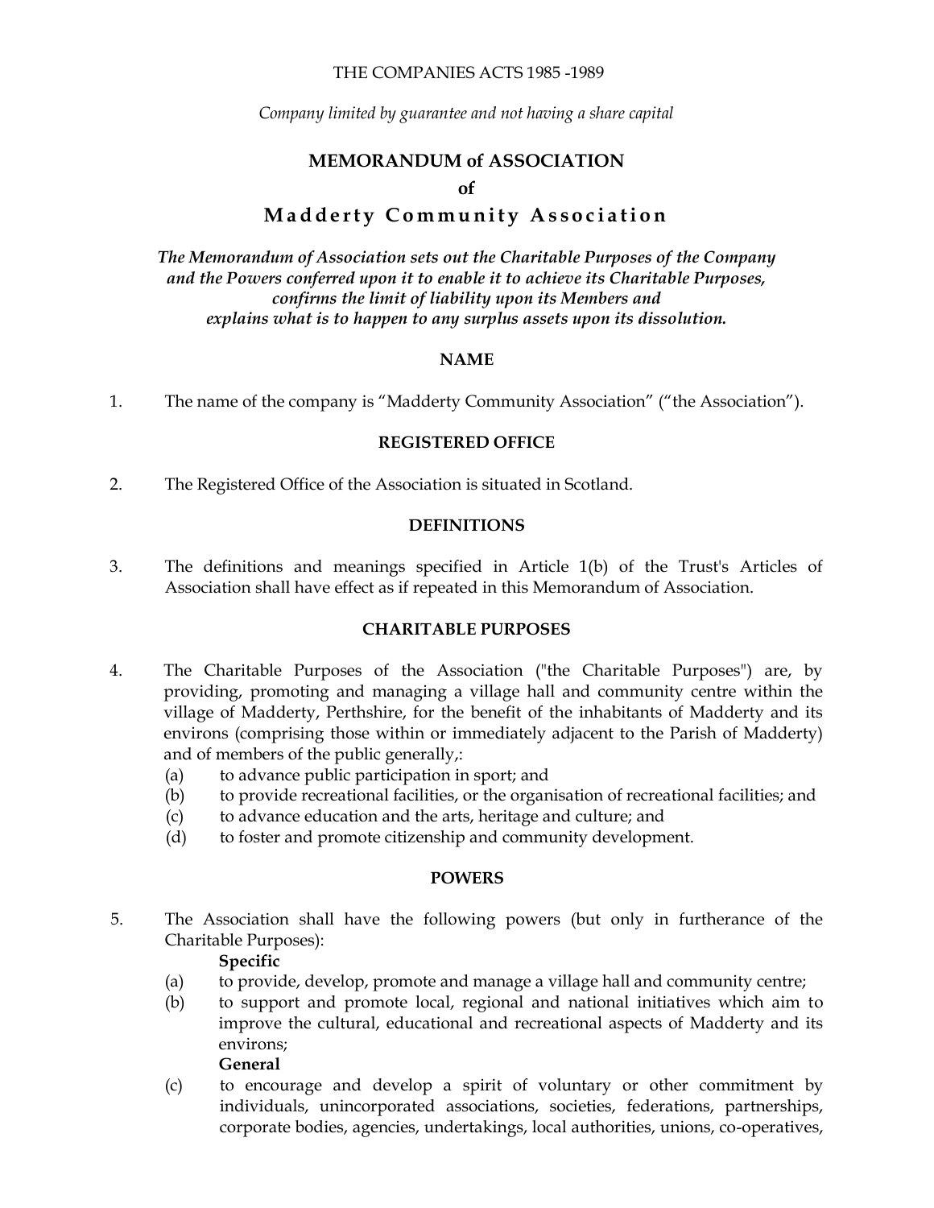THE COMPANIES ACTS 1985 -1989

*Company limited by guarantee and not having a share capital*

# MEMORANDUM of ASSOCIATION

**of**

# Madderty Community Association

***The Memorandum of Association sets out the Charitable Purposes of the Company and the Powers conferred upon it to enable it to achieve its Charitable Purposes, confirms the limit of liability upon its Members and explains what is to happen to any surplus assets upon its dissolution.***

## NAME

1. The name of the company is "Madderty Community Association" ("the Association").

## REGISTERED OFFICE

2. The Registered Office of the Association is situated in Scotland.

## DEFINITIONS

3. The definitions and meanings specified in Article 1(b) of the Trust's Articles of Association shall have effect as if repeated in this Memorandum of Association.

## CHARITABLE PURPOSES

4. The Charitable Purposes of the Association ("the Charitable Purposes") are, by providing, promoting and managing a village hall and community centre within the village of Madderty, Perthshire, for the benefit of the inhabitants of Madderty and its environs (comprising those within or immediately adjacent to the Parish of Madderty) and of members of the public generally,:
   - (a) to advance public participation in sport; and
   - (b) to provide recreational facilities, or the organisation of recreational facilities; and
   - (c) to advance education and the arts, heritage and culture; and
   - (d) to foster and promote citizenship and community development.

## POWERS

5. The Association shall have the following powers (but only in furtherance of the Charitable Purposes):

   **Specific**
   - (a) to provide, develop, promote and manage a village hall and community centre;
   - (b) to support and promote local, regional and national initiatives which aim to improve the cultural, educational and recreational aspects of Madderty and its environs;

   **General**
   - (c) to encourage and develop a spirit of voluntary or other commitment by individuals, unincorporated associations, societies, federations, partnerships, corporate bodies, agencies, undertakings, local authorities, unions, co-operatives,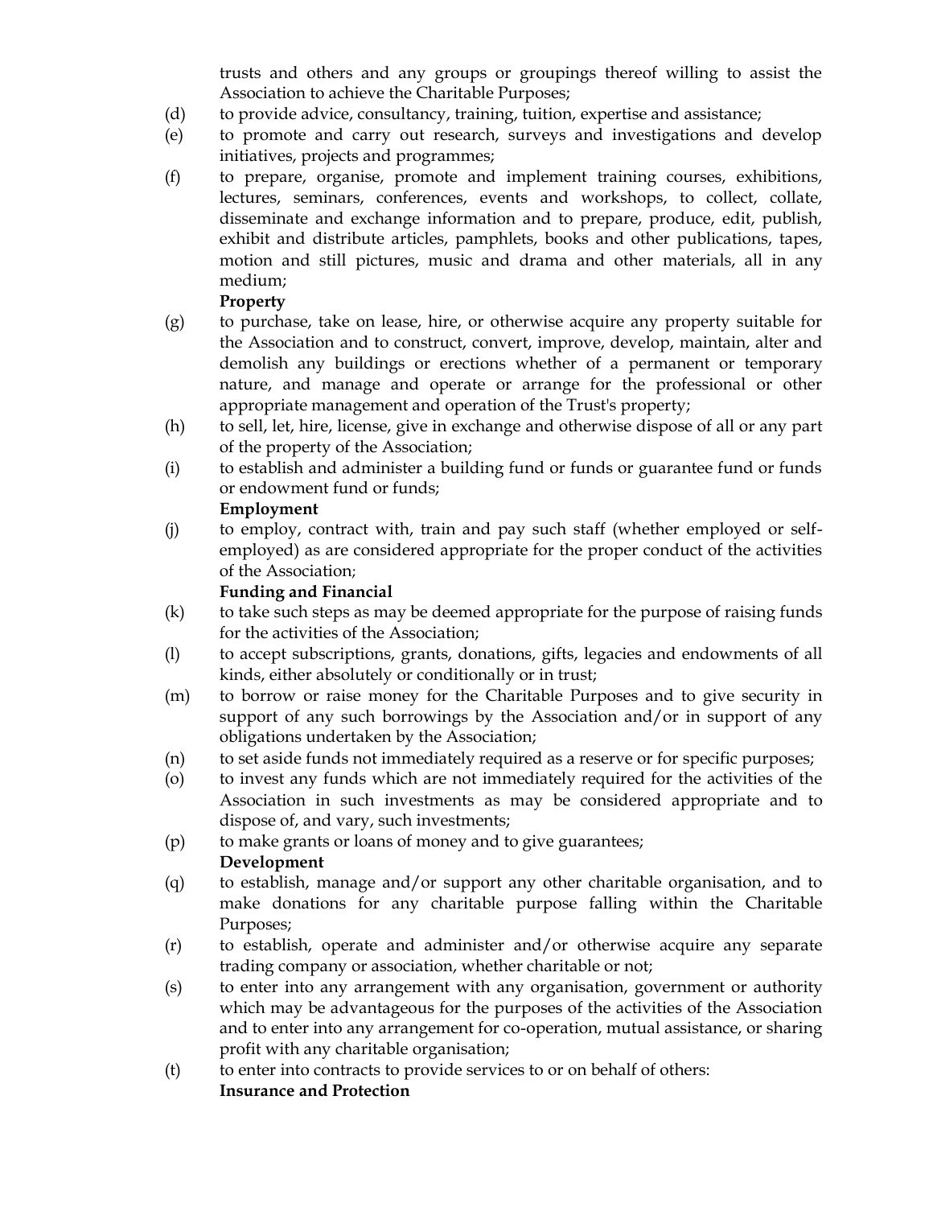trusts and others and any groups or groupings thereof willing to assist the Association to achieve the Charitable Purposes;

(d) to provide advice, consultancy, training, tuition, expertise and assistance;

(e) to promote and carry out research, surveys and investigations and develop initiatives, projects and programmes;

(f) to prepare, organise, promote and implement training courses, exhibitions, lectures, seminars, conferences, events and workshops, to collect, collate, disseminate and exchange information and to prepare, produce, edit, publish, exhibit and distribute articles, pamphlets, books and other publications, tapes, motion and still pictures, music and drama and other materials, all in any medium;

**Property**

(g) to purchase, take on lease, hire, or otherwise acquire any property suitable for the Association and to construct, convert, improve, develop, maintain, alter and demolish any buildings or erections whether of a permanent or temporary nature, and manage and operate or arrange for the professional or other appropriate management and operation of the Trust's property;

(h) to sell, let, hire, license, give in exchange and otherwise dispose of all or any part of the property of the Association;

(i) to establish and administer a building fund or funds or guarantee fund or funds or endowment fund or funds;

**Employment**

(j) to employ, contract with, train and pay such staff (whether employed or self-employed) as are considered appropriate for the proper conduct of the activities of the Association;

**Funding and Financial**

(k) to take such steps as may be deemed appropriate for the purpose of raising funds for the activities of the Association;

(l) to accept subscriptions, grants, donations, gifts, legacies and endowments of all kinds, either absolutely or conditionally or in trust;

(m) to borrow or raise money for the Charitable Purposes and to give security in support of any such borrowings by the Association and/or in support of any obligations undertaken by the Association;

(n) to set aside funds not immediately required as a reserve or for specific purposes;

(o) to invest any funds which are not immediately required for the activities of the Association in such investments as may be considered appropriate and to dispose of, and vary, such investments;

(p) to make grants or loans of money and to give guarantees;

**Development**

(q) to establish, manage and/or support any other charitable organisation, and to make donations for any charitable purpose falling within the Charitable Purposes;

(r) to establish, operate and administer and/or otherwise acquire any separate trading company or association, whether charitable or not;

(s) to enter into any arrangement with any organisation, government or authority which may be advantageous for the purposes of the activities of the Association and to enter into any arrangement for co-operation, mutual assistance, or sharing profit with any charitable organisation;

(t) to enter into contracts to provide services to or on behalf of others:

**Insurance and Protection**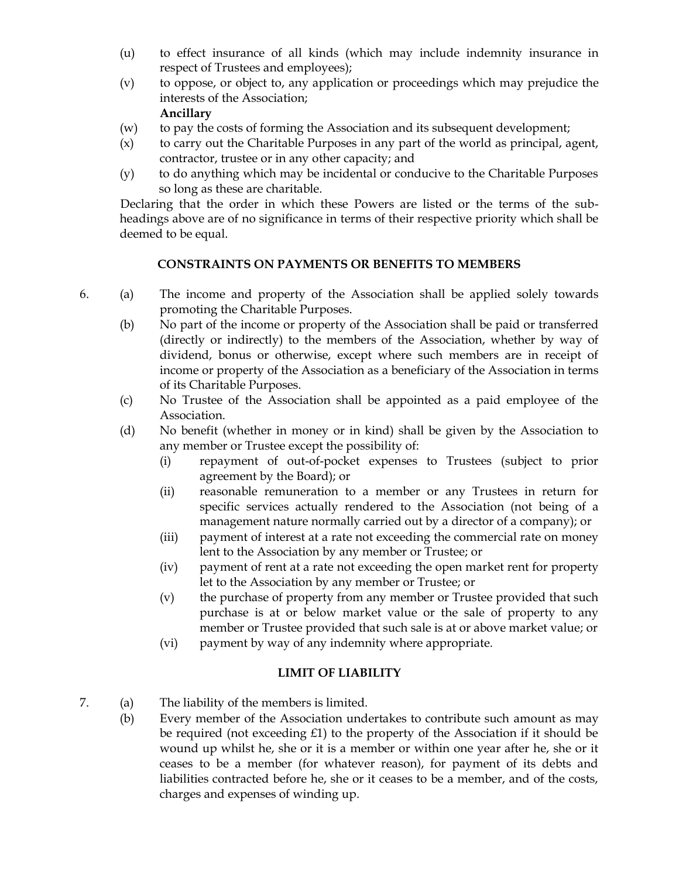(u) to effect insurance of all kinds (which may include indemnity insurance in respect of Trustees and employees);

(v) to oppose, or object to, any application or proceedings which may prejudice the interests of the Association;

**Ancillary**

(w) to pay the costs of forming the Association and its subsequent development;

(x) to carry out the Charitable Purposes in any part of the world as principal, agent, contractor, trustee or in any other capacity; and

(y) to do anything which may be incidental or conducive to the Charitable Purposes so long as these are charitable.

Declaring that the order in which these Powers are listed or the terms of the sub-headings above are of no significance in terms of their respective priority which shall be deemed to be equal.

## CONSTRAINTS ON PAYMENTS OR BENEFITS TO MEMBERS

6. (a) The income and property of the Association shall be applied solely towards promoting the Charitable Purposes.

   (b) No part of the income or property of the Association shall be paid or transferred (directly or indirectly) to the members of the Association, whether by way of dividend, bonus or otherwise, except where such members are in receipt of income or property of the Association as a beneficiary of the Association in terms of its Charitable Purposes.

   (c) No Trustee of the Association shall be appointed as a paid employee of the Association.

   (d) No benefit (whether in money or in kind) shall be given by the Association to any member or Trustee except the possibility of:

      (i) repayment of out-of-pocket expenses to Trustees (subject to prior agreement by the Board); or

      (ii) reasonable remuneration to a member or any Trustees in return for specific services actually rendered to the Association (not being of a management nature normally carried out by a director of a company); or

      (iii) payment of interest at a rate not exceeding the commercial rate on money lent to the Association by any member or Trustee; or

      (iv) payment of rent at a rate not exceeding the open market rent for property let to the Association by any member or Trustee; or

      (v) the purchase of property from any member or Trustee provided that such purchase is at or below market value or the sale of property to any member or Trustee provided that such sale is at or above market value; or

      (vi) payment by way of any indemnity where appropriate.

## LIMIT OF LIABILITY

7. (a) The liability of the members is limited.

   (b) Every member of the Association undertakes to contribute such amount as may be required (not exceeding £1) to the property of the Association if it should be wound up whilst he, she or it is a member or within one year after he, she or it ceases to be a member (for whatever reason), for payment of its debts and liabilities contracted before he, she or it ceases to be a member, and of the costs, charges and expenses of winding up.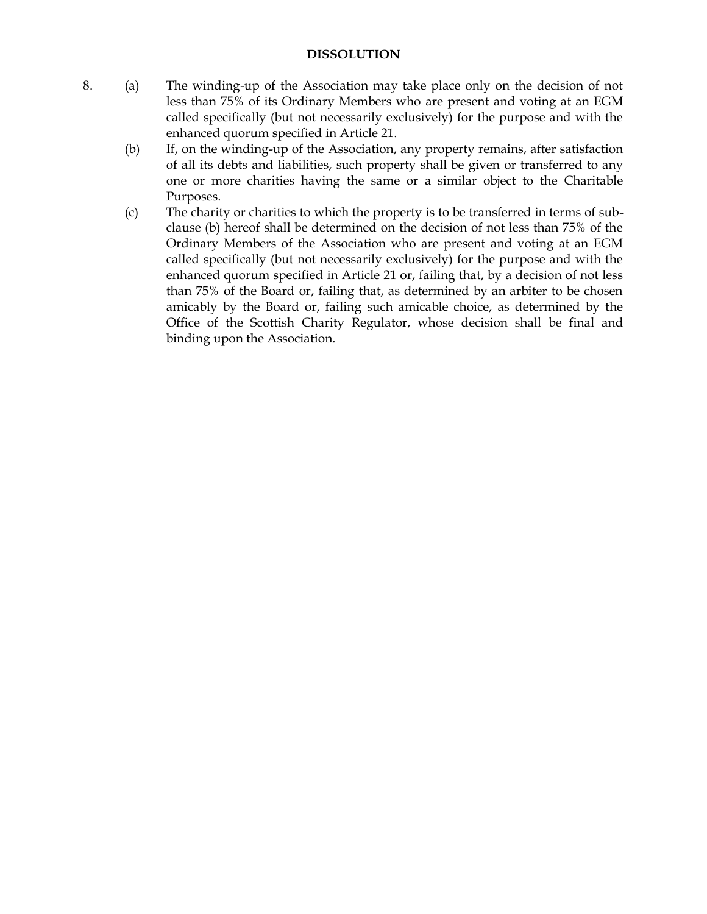## DISSOLUTION

8. (a) The winding-up of the Association may take place only on the decision of not less than 75% of its Ordinary Members who are present and voting at an EGM called specifically (but not necessarily exclusively) for the purpose and with the enhanced quorum specified in Article 21.

   (b) If, on the winding-up of the Association, any property remains, after satisfaction of all its debts and liabilities, such property shall be given or transferred to any one or more charities having the same or a similar object to the Charitable Purposes.

   (c) The charity or charities to which the property is to be transferred in terms of sub-clause (b) hereof shall be determined on the decision of not less than 75% of the Ordinary Members of the Association who are present and voting at an EGM called specifically (but not necessarily exclusively) for the purpose and with the enhanced quorum specified in Article 21 or, failing that, by a decision of not less than 75% of the Board or, failing that, as determined by an arbiter to be chosen amicably by the Board or, failing such amicable choice, as determined by the Office of the Scottish Charity Regulator, whose decision shall be final and binding upon the Association.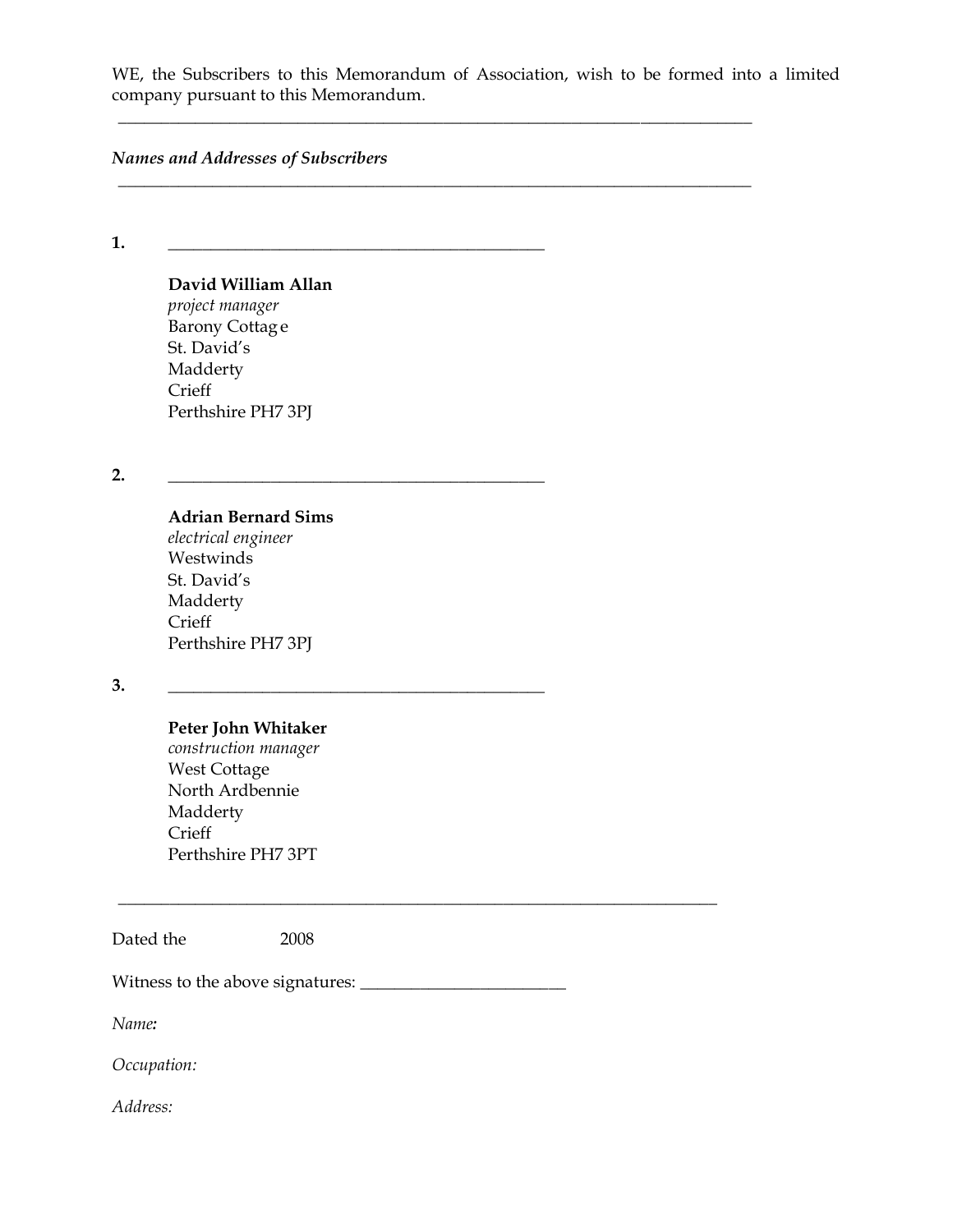WE, the Subscribers to this Memorandum of Association, wish to be formed into a limited company pursuant to this Memorandum.

---

*Names and Addresses of Subscribers*

---

**1.** ______________________________________________

**David William Allan**
*project manager*
Barony Cottage
St. David's
Madderty
Crieff
Perthshire PH7 3PJ

**2.** ______________________________________________

**Adrian Bernard Sims**
*electrical engineer*
Westwinds
St. David's
Madderty
Crieff
Perthshire PH7 3PJ

**3.** ______________________________________________

**Peter John Whitaker**
*construction manager*
West Cottage
North Ardbennie
Madderty
Crieff
Perthshire PH7 3PT

---

Dated the 2008

Witness to the above signatures: ________________________

*Name:*

*Occupation:*

*Address:*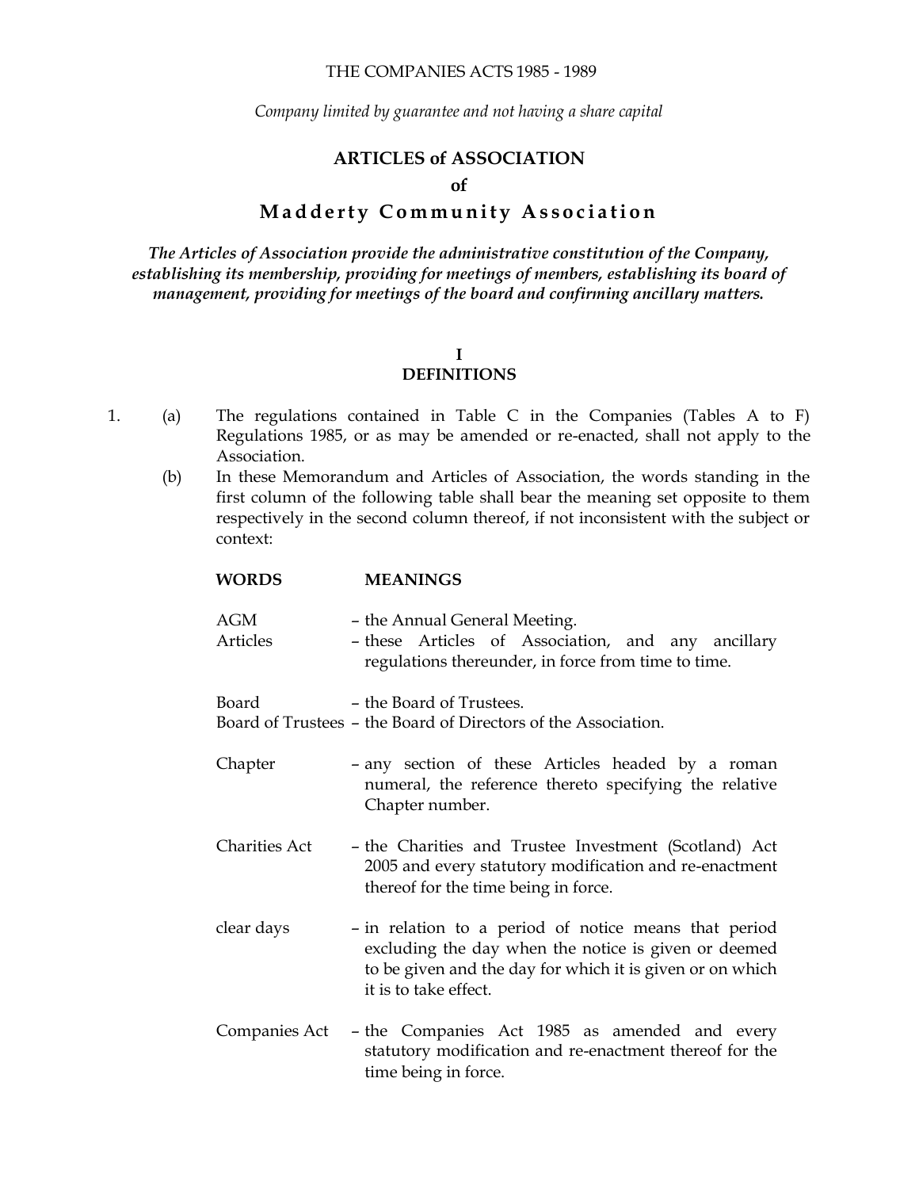THE COMPANIES ACTS 1985 - 1989

*Company limited by guarantee and not having a share capital*

# ARTICLES of ASSOCIATION

**of**

# Madderty Community Association

***The Articles of Association provide the administrative constitution of the Company, establishing its membership, providing for meetings of members, establishing its board of management, providing for meetings of the board and confirming ancillary matters.***

## I
## DEFINITIONS

1. (a) The regulations contained in Table C in the Companies (Tables A to F) Regulations 1985, or as may be amended or re-enacted, shall not apply to the Association.

   (b) In these Memorandum and Articles of Association, the words standing in the first column of the following table shall bear the meaning set opposite to them respectively in the second column thereof, if not inconsistent with the subject or context:

| WORDS | MEANINGS |
|---|---|
| AGM | – the Annual General Meeting. |
| Articles | – these Articles of Association, and any ancillary regulations thereunder, in force from time to time. |
| Board | – the Board of Trustees. |
| Board of Trustees | – the Board of Directors of the Association. |
| Chapter | – any section of these Articles headed by a roman numeral, the reference thereto specifying the relative Chapter number. |
| Charities Act | – the Charities and Trustee Investment (Scotland) Act 2005 and every statutory modification and re-enactment thereof for the time being in force. |
| clear days | – in relation to a period of notice means that period excluding the day when the notice is given or deemed to be given and the day for which it is given or on which it is to take effect. |
| Companies Act | – the Companies Act 1985 as amended and every statutory modification and re-enactment thereof for the time being in force. |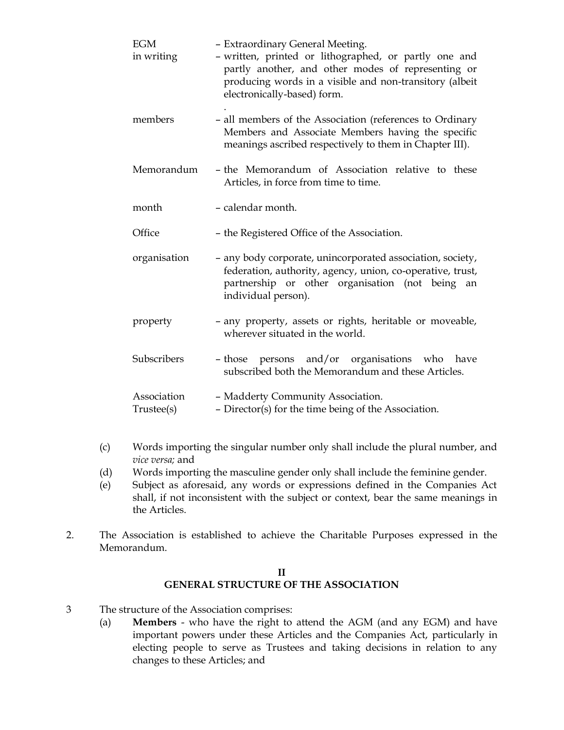| | |
|---|---|
| EGM | – Extraordinary General Meeting. |
| in writing | – written, printed or lithographed, or partly one and partly another, and other modes of representing or producing words in a visible and non-transitory (albeit electronically-based) form. |
| members | – all members of the Association (references to Ordinary Members and Associate Members having the specific meanings ascribed respectively to them in Chapter III). |
| Memorandum | – the Memorandum of Association relative to these Articles, in force from time to time. |
| month | – calendar month. |
| Office | – the Registered Office of the Association. |
| organisation | – any body corporate, unincorporated association, society, federation, authority, agency, union, co-operative, trust, partnership or other organisation (not being an individual person). |
| property | – any property, assets or rights, heritable or moveable, wherever situated in the world. |
| Subscribers | – those persons and/or organisations who have subscribed both the Memorandum and these Articles. |
| Association | – Madderty Community Association. |
| Trustee(s) | – Director(s) for the time being of the Association. |

(c) Words importing the singular number only shall include the plural number, and *vice versa;* and

(d) Words importing the masculine gender only shall include the feminine gender.

(e) Subject as aforesaid, any words or expressions defined in the Companies Act shall, if not inconsistent with the subject or context, bear the same meanings in the Articles.

2. The Association is established to achieve the Charitable Purposes expressed in the Memorandum.

## II
## GENERAL STRUCTURE OF THE ASSOCIATION

3 The structure of the Association comprises:

(a) **Members** - who have the right to attend the AGM (and any EGM) and have important powers under these Articles and the Companies Act, particularly in electing people to serve as Trustees and taking decisions in relation to any changes to these Articles; and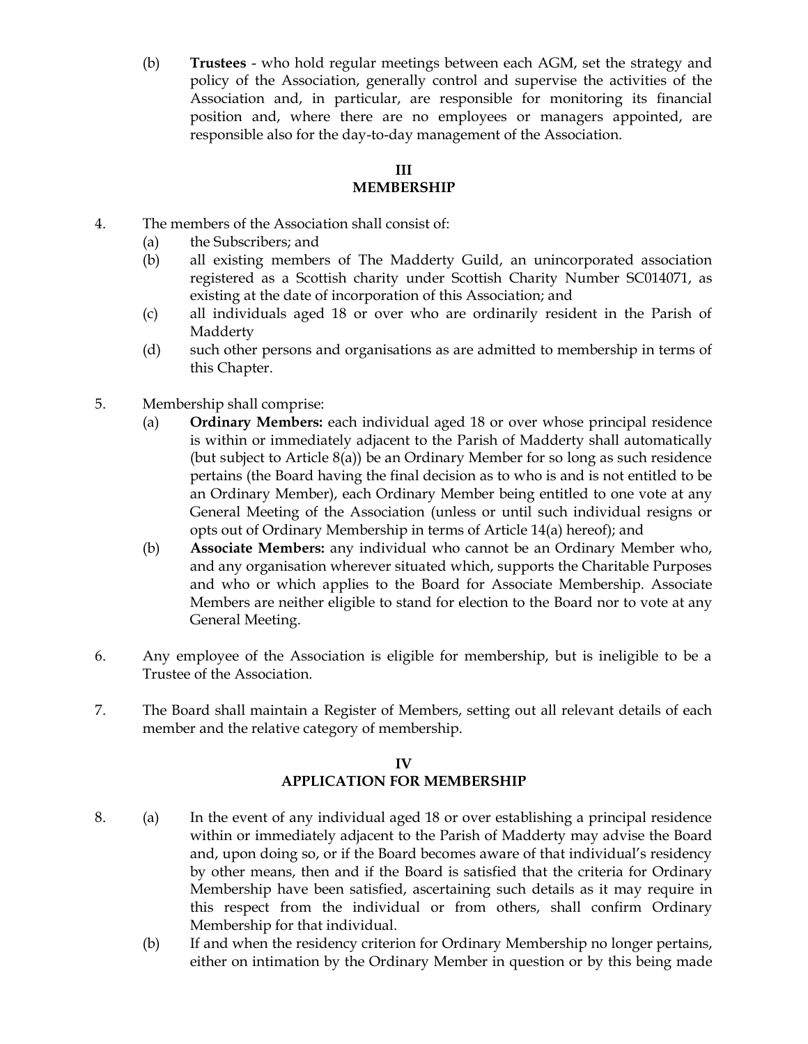(b) **Trustees** - who hold regular meetings between each AGM, set the strategy and policy of the Association, generally control and supervise the activities of the Association and, in particular, are responsible for monitoring its financial position and, where there are no employees or managers appointed, are responsible also for the day-to-day management of the Association.

## III
## MEMBERSHIP

4. The members of the Association shall consist of:
   (a) the Subscribers; and
   (b) all existing members of The Madderty Guild, an unincorporated association registered as a Scottish charity under Scottish Charity Number SC014071, as existing at the date of incorporation of this Association; and
   (c) all individuals aged 18 or over who are ordinarily resident in the Parish of Madderty
   (d) such other persons and organisations as are admitted to membership in terms of this Chapter.

5. Membership shall comprise:
   (a) **Ordinary Members:** each individual aged 18 or over whose principal residence is within or immediately adjacent to the Parish of Madderty shall automatically (but subject to Article 8(a)) be an Ordinary Member for so long as such residence pertains (the Board having the final decision as to who is and is not entitled to be an Ordinary Member), each Ordinary Member being entitled to one vote at any General Meeting of the Association (unless or until such individual resigns or opts out of Ordinary Membership in terms of Article 14(a) hereof); and
   (b) **Associate Members:** any individual who cannot be an Ordinary Member who, and any organisation wherever situated which, supports the Charitable Purposes and who or which applies to the Board for Associate Membership. Associate Members are neither eligible to stand for election to the Board nor to vote at any General Meeting.

6. Any employee of the Association is eligible for membership, but is ineligible to be a Trustee of the Association.

7. The Board shall maintain a Register of Members, setting out all relevant details of each member and the relative category of membership.

## IV
## APPLICATION FOR MEMBERSHIP

8. (a) In the event of any individual aged 18 or over establishing a principal residence within or immediately adjacent to the Parish of Madderty may advise the Board and, upon doing so, or if the Board becomes aware of that individual's residency by other means, then and if the Board is satisfied that the criteria for Ordinary Membership have been satisfied, ascertaining such details as it may require in this respect from the individual or from others, shall confirm Ordinary Membership for that individual.
   (b) If and when the residency criterion for Ordinary Membership no longer pertains, either on intimation by the Ordinary Member in question or by this being made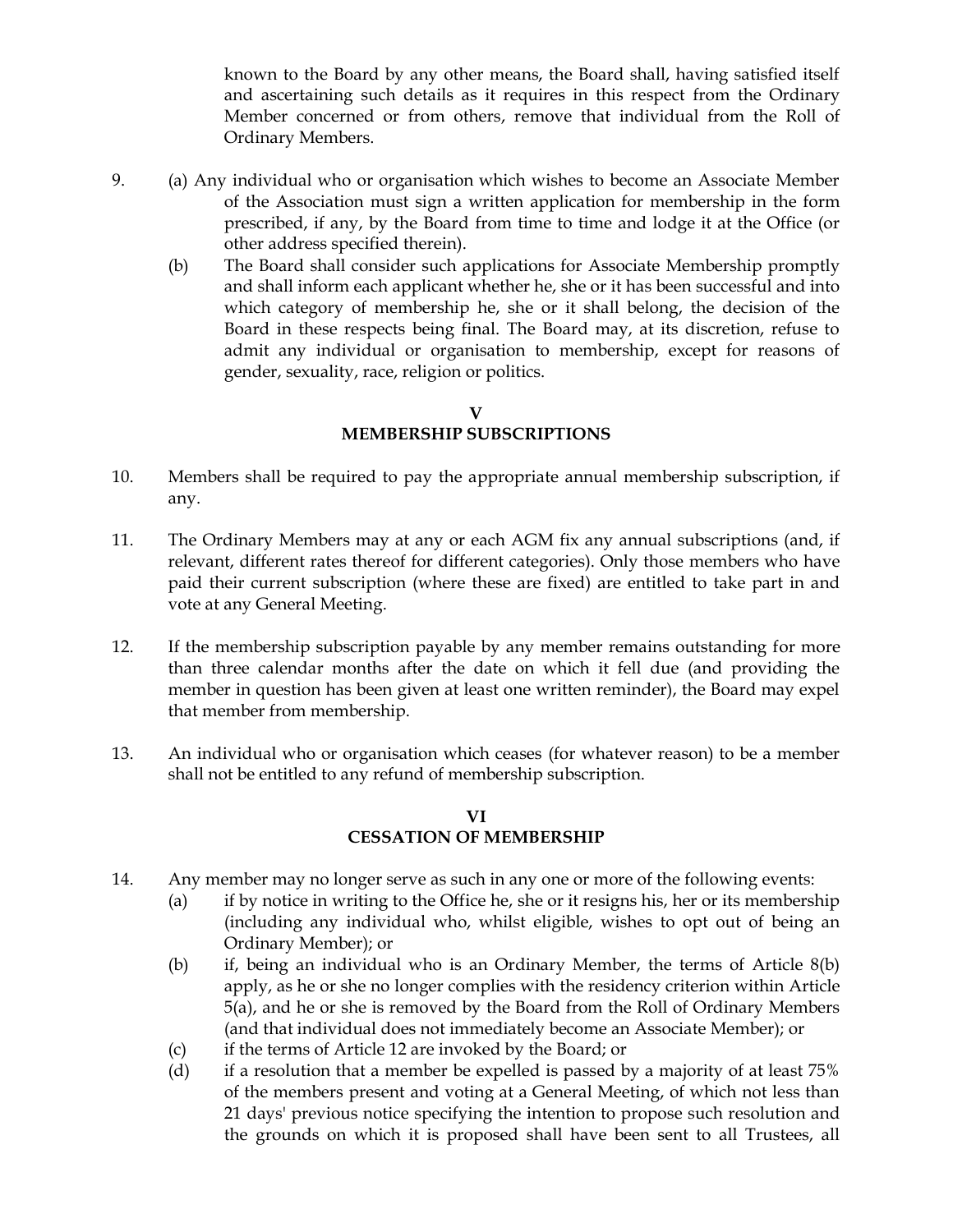known to the Board by any other means, the Board shall, having satisfied itself and ascertaining such details as it requires in this respect from the Ordinary Member concerned or from others, remove that individual from the Roll of Ordinary Members.

9. (a) Any individual who or organisation which wishes to become an Associate Member of the Association must sign a written application for membership in the form prescribed, if any, by the Board from time to time and lodge it at the Office (or other address specified therein).

   (b) The Board shall consider such applications for Associate Membership promptly and shall inform each applicant whether he, she or it has been successful and into which category of membership he, she or it shall belong, the decision of the Board in these respects being final. The Board may, at its discretion, refuse to admit any individual or organisation to membership, except for reasons of gender, sexuality, race, religion or politics.

## V
## MEMBERSHIP SUBSCRIPTIONS

10. Members shall be required to pay the appropriate annual membership subscription, if any.

11. The Ordinary Members may at any or each AGM fix any annual subscriptions (and, if relevant, different rates thereof for different categories). Only those members who have paid their current subscription (where these are fixed) are entitled to take part in and vote at any General Meeting.

12. If the membership subscription payable by any member remains outstanding for more than three calendar months after the date on which it fell due (and providing the member in question has been given at least one written reminder), the Board may expel that member from membership.

13. An individual who or organisation which ceases (for whatever reason) to be a member shall not be entitled to any refund of membership subscription.

## VI
## CESSATION OF MEMBERSHIP

14. Any member may no longer serve as such in any one or more of the following events:

   (a) if by notice in writing to the Office he, she or it resigns his, her or its membership (including any individual who, whilst eligible, wishes to opt out of being an Ordinary Member); or

   (b) if, being an individual who is an Ordinary Member, the terms of Article 8(b) apply, as he or she no longer complies with the residency criterion within Article 5(a), and he or she is removed by the Board from the Roll of Ordinary Members (and that individual does not immediately become an Associate Member); or

   (c) if the terms of Article 12 are invoked by the Board; or

   (d) if a resolution that a member be expelled is passed by a majority of at least 75% of the members present and voting at a General Meeting, of which not less than 21 days' previous notice specifying the intention to propose such resolution and the grounds on which it is proposed shall have been sent to all Trustees, all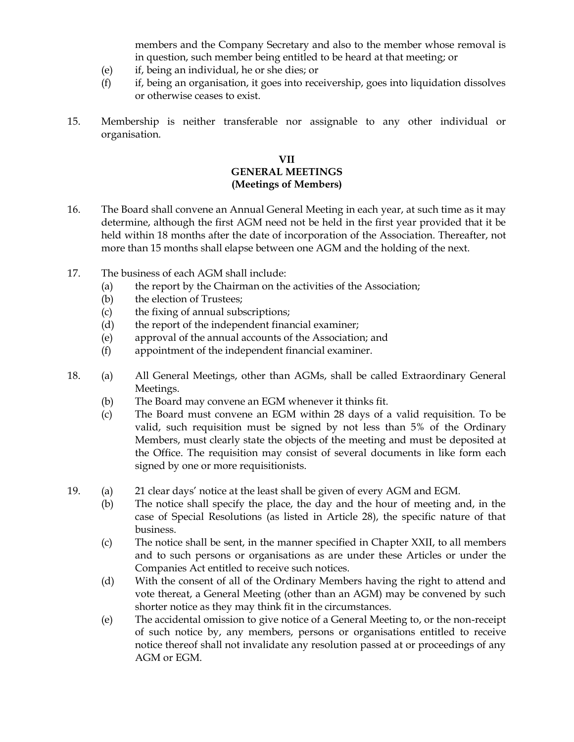members and the Company Secretary and also to the member whose removal is in question, such member being entitled to be heard at that meeting; or

(e) if, being an individual, he or she dies; or

(f) if, being an organisation, it goes into receivership, goes into liquidation dissolves or otherwise ceases to exist.

15. Membership is neither transferable nor assignable to any other individual or organisation.

## VII
## GENERAL MEETINGS
### (Meetings of Members)

16. The Board shall convene an Annual General Meeting in each year, at such time as it may determine, although the first AGM need not be held in the first year provided that it be held within 18 months after the date of incorporation of the Association. Thereafter, not more than 15 months shall elapse between one AGM and the holding of the next.

17. The business of each AGM shall include:
    - (a) the report by the Chairman on the activities of the Association;
    - (b) the election of Trustees;
    - (c) the fixing of annual subscriptions;
    - (d) the report of the independent financial examiner;
    - (e) approval of the annual accounts of the Association; and
    - (f) appointment of the independent financial examiner.

18. (a) All General Meetings, other than AGMs, shall be called Extraordinary General Meetings.
    - (b) The Board may convene an EGM whenever it thinks fit.
    - (c) The Board must convene an EGM within 28 days of a valid requisition. To be valid, such requisition must be signed by not less than 5% of the Ordinary Members, must clearly state the objects of the meeting and must be deposited at the Office. The requisition may consist of several documents in like form each signed by one or more requisitionists.

19. (a) 21 clear days' notice at the least shall be given of every AGM and EGM.
    - (b) The notice shall specify the place, the day and the hour of meeting and, in the case of Special Resolutions (as listed in Article 28), the specific nature of that business.
    - (c) The notice shall be sent, in the manner specified in Chapter XXII, to all members and to such persons or organisations as are under these Articles or under the Companies Act entitled to receive such notices.
    - (d) With the consent of all of the Ordinary Members having the right to attend and vote thereat, a General Meeting (other than an AGM) may be convened by such shorter notice as they may think fit in the circumstances.
    - (e) The accidental omission to give notice of a General Meeting to, or the non-receipt of such notice by, any members, persons or organisations entitled to receive notice thereof shall not invalidate any resolution passed at or proceedings of any AGM or EGM.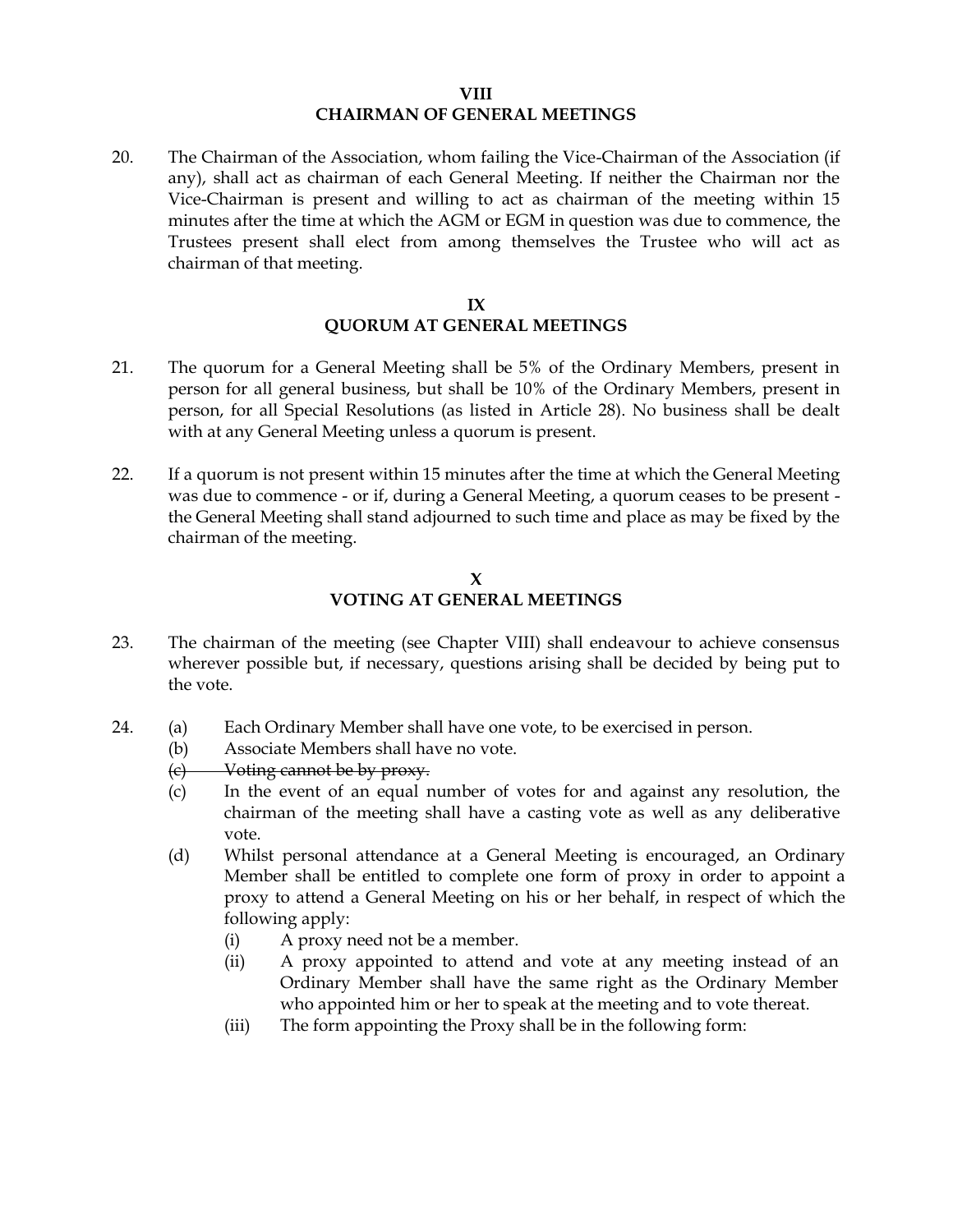## VIII
## CHAIRMAN OF GENERAL MEETINGS

20. The Chairman of the Association, whom failing the Vice-Chairman of the Association (if any), shall act as chairman of each General Meeting. If neither the Chairman nor the Vice-Chairman is present and willing to act as chairman of the meeting within 15 minutes after the time at which the AGM or EGM in question was due to commence, the Trustees present shall elect from among themselves the Trustee who will act as chairman of that meeting.

## IX
## QUORUM AT GENERAL MEETINGS

21. The quorum for a General Meeting shall be 5% of the Ordinary Members, present in person for all general business, but shall be 10% of the Ordinary Members, present in person, for all Special Resolutions (as listed in Article 28). No business shall be dealt with at any General Meeting unless a quorum is present.

22. If a quorum is not present within 15 minutes after the time at which the General Meeting was due to commence - or if, during a General Meeting, a quorum ceases to be present - the General Meeting shall stand adjourned to such time and place as may be fixed by the chairman of the meeting.

## X
## VOTING AT GENERAL MEETINGS

23. The chairman of the meeting (see Chapter VIII) shall endeavour to achieve consensus wherever possible but, if necessary, questions arising shall be decided by being put to the vote.

24. (a) Each Ordinary Member shall have one vote, to be exercised in person.
    (b) Associate Members shall have no vote.
    ~~(c) Voting cannot be by proxy.~~
    (c) In the event of an equal number of votes for and against any resolution, the chairman of the meeting shall have a casting vote as well as any deliberative vote.
    (d) Whilst personal attendance at a General Meeting is encouraged, an Ordinary Member shall be entitled to complete one form of proxy in order to appoint a proxy to attend a General Meeting on his or her behalf, in respect of which the following apply:
        (i) A proxy need not be a member.
        (ii) A proxy appointed to attend and vote at any meeting instead of an Ordinary Member shall have the same right as the Ordinary Member who appointed him or her to speak at the meeting and to vote thereat.
        (iii) The form appointing the Proxy shall be in the following form: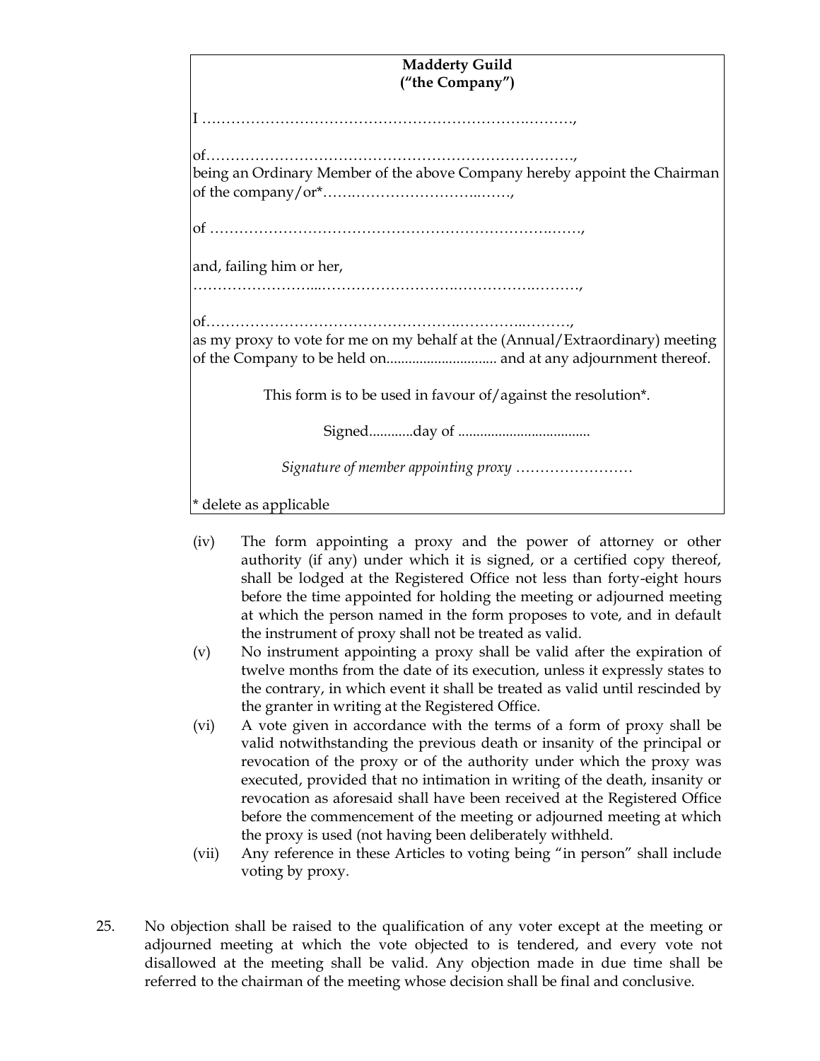**Madderty Guild**
**("the Company")**

I ………………………………………………………….………,

of………………………………………………………………….,
being an Ordinary Member of the above Company hereby appoint the Chairman of the company/or*…….……………………..…….,

of …………………………………………………………….…….,

and, failing him or her,
……………………...……………………….…………….………,

of…………………………………………….…………..………,
as my proxy to vote for me on my behalf at the (Annual/Extraordinary) meeting of the Company to be held on............................. and at any adjournment thereof.

This form is to be used in favour of/against the resolution*.

Signed............day of ...................................

*Signature of member appointing proxy* ……………………

\* delete as applicable

(iv) The form appointing a proxy and the power of attorney or other authority (if any) under which it is signed, or a certified copy thereof, shall be lodged at the Registered Office not less than forty-eight hours before the time appointed for holding the meeting or adjourned meeting at which the person named in the form proposes to vote, and in default the instrument of proxy shall not be treated as valid.

(v) No instrument appointing a proxy shall be valid after the expiration of twelve months from the date of its execution, unless it expressly states to the contrary, in which event it shall be treated as valid until rescinded by the granter in writing at the Registered Office.

(vi) A vote given in accordance with the terms of a form of proxy shall be valid notwithstanding the previous death or insanity of the principal or revocation of the proxy or of the authority under which the proxy was executed, provided that no intimation in writing of the death, insanity or revocation as aforesaid shall have been received at the Registered Office before the commencement of the meeting or adjourned meeting at which the proxy is used (not having been deliberately withheld.

(vii) Any reference in these Articles to voting being "in person" shall include voting by proxy.

25. No objection shall be raised to the qualification of any voter except at the meeting or adjourned meeting at which the vote objected to is tendered, and every vote not disallowed at the meeting shall be valid. Any objection made in due time shall be referred to the chairman of the meeting whose decision shall be final and conclusive.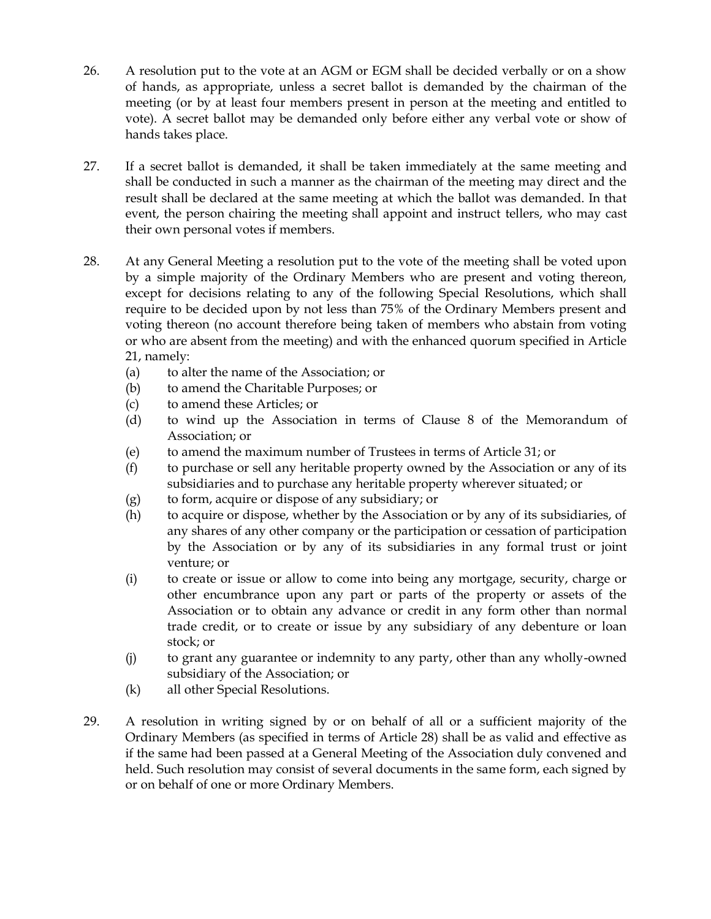26. A resolution put to the vote at an AGM or EGM shall be decided verbally or on a show of hands, as appropriate, unless a secret ballot is demanded by the chairman of the meeting (or by at least four members present in person at the meeting and entitled to vote). A secret ballot may be demanded only before either any verbal vote or show of hands takes place.

27. If a secret ballot is demanded, it shall be taken immediately at the same meeting and shall be conducted in such a manner as the chairman of the meeting may direct and the result shall be declared at the same meeting at which the ballot was demanded. In that event, the person chairing the meeting shall appoint and instruct tellers, who may cast their own personal votes if members.

28. At any General Meeting a resolution put to the vote of the meeting shall be voted upon by a simple majority of the Ordinary Members who are present and voting thereon, except for decisions relating to any of the following Special Resolutions, which shall require to be decided upon by not less than 75% of the Ordinary Members present and voting thereon (no account therefore being taken of members who abstain from voting or who are absent from the meeting) and with the enhanced quorum specified in Article 21, namely:
    (a) to alter the name of the Association; or
    (b) to amend the Charitable Purposes; or
    (c) to amend these Articles; or
    (d) to wind up the Association in terms of Clause 8 of the Memorandum of Association; or
    (e) to amend the maximum number of Trustees in terms of Article 31; or
    (f) to purchase or sell any heritable property owned by the Association or any of its subsidiaries and to purchase any heritable property wherever situated; or
    (g) to form, acquire or dispose of any subsidiary; or
    (h) to acquire or dispose, whether by the Association or by any of its subsidiaries, of any shares of any other company or the participation or cessation of participation by the Association or by any of its subsidiaries in any formal trust or joint venture; or
    (i) to create or issue or allow to come into being any mortgage, security, charge or other encumbrance upon any part or parts of the property or assets of the Association or to obtain any advance or credit in any form other than normal trade credit, or to create or issue by any subsidiary of any debenture or loan stock; or
    (j) to grant any guarantee or indemnity to any party, other than any wholly-owned subsidiary of the Association; or
    (k) all other Special Resolutions.

29. A resolution in writing signed by or on behalf of all or a sufficient majority of the Ordinary Members (as specified in terms of Article 28) shall be as valid and effective as if the same had been passed at a General Meeting of the Association duly convened and held. Such resolution may consist of several documents in the same form, each signed by or on behalf of one or more Ordinary Members.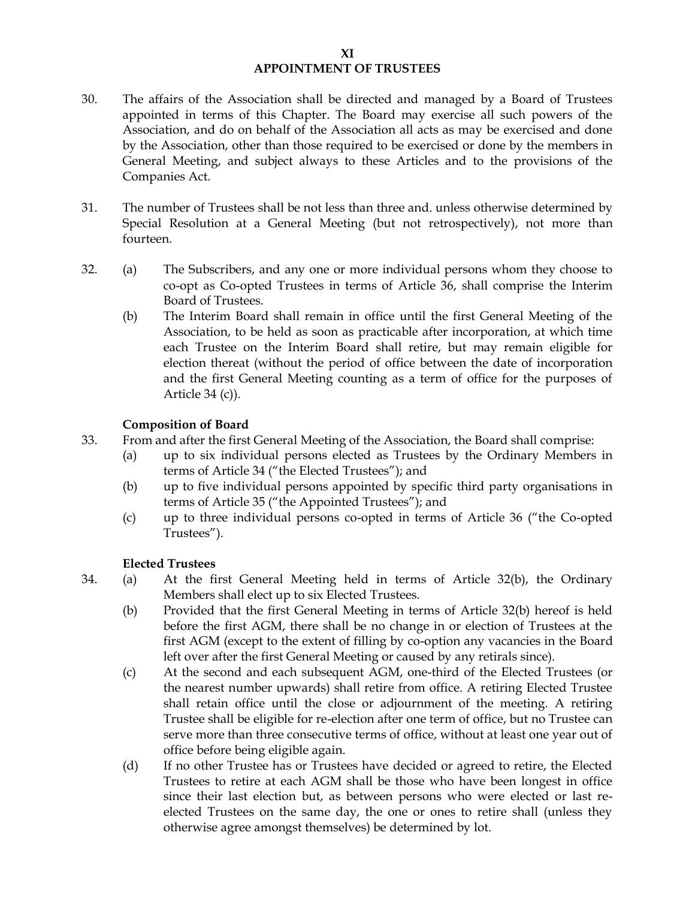## XI
## APPOINTMENT OF TRUSTEES

30. The affairs of the Association shall be directed and managed by a Board of Trustees appointed in terms of this Chapter. The Board may exercise all such powers of the Association, and do on behalf of the Association all acts as may be exercised and done by the Association, other than those required to be exercised or done by the members in General Meeting, and subject always to these Articles and to the provisions of the Companies Act.

31. The number of Trustees shall be not less than three and. unless otherwise determined by Special Resolution at a General Meeting (but not retrospectively), not more than fourteen.

32. (a) The Subscribers, and any one or more individual persons whom they choose to co-opt as Co-opted Trustees in terms of Article 36, shall comprise the Interim Board of Trustees.
    (b) The Interim Board shall remain in office until the first General Meeting of the Association, to be held as soon as practicable after incorporation, at which time each Trustee on the Interim Board shall retire, but may remain eligible for election thereat (without the period of office between the date of incorporation and the first General Meeting counting as a term of office for the purposes of Article 34 (c)).

### Composition of Board

33. From and after the first General Meeting of the Association, the Board shall comprise:
    (a) up to six individual persons elected as Trustees by the Ordinary Members in terms of Article 34 ("the Elected Trustees"); and
    (b) up to five individual persons appointed by specific third party organisations in terms of Article 35 ("the Appointed Trustees"); and
    (c) up to three individual persons co-opted in terms of Article 36 ("the Co-opted Trustees").

### Elected Trustees

34. (a) At the first General Meeting held in terms of Article 32(b), the Ordinary Members shall elect up to six Elected Trustees.
    (b) Provided that the first General Meeting in terms of Article 32(b) hereof is held before the first AGM, there shall be no change in or election of Trustees at the first AGM (except to the extent of filling by co-option any vacancies in the Board left over after the first General Meeting or caused by any retirals since).
    (c) At the second and each subsequent AGM, one-third of the Elected Trustees (or the nearest number upwards) shall retire from office. A retiring Elected Trustee shall retain office until the close or adjournment of the meeting. A retiring Trustee shall be eligible for re-election after one term of office, but no Trustee can serve more than three consecutive terms of office, without at least one year out of office before being eligible again.
    (d) If no other Trustee has or Trustees have decided or agreed to retire, the Elected Trustees to retire at each AGM shall be those who have been longest in office since their last election but, as between persons who were elected or last re-elected Trustees on the same day, the one or ones to retire shall (unless they otherwise agree amongst themselves) be determined by lot.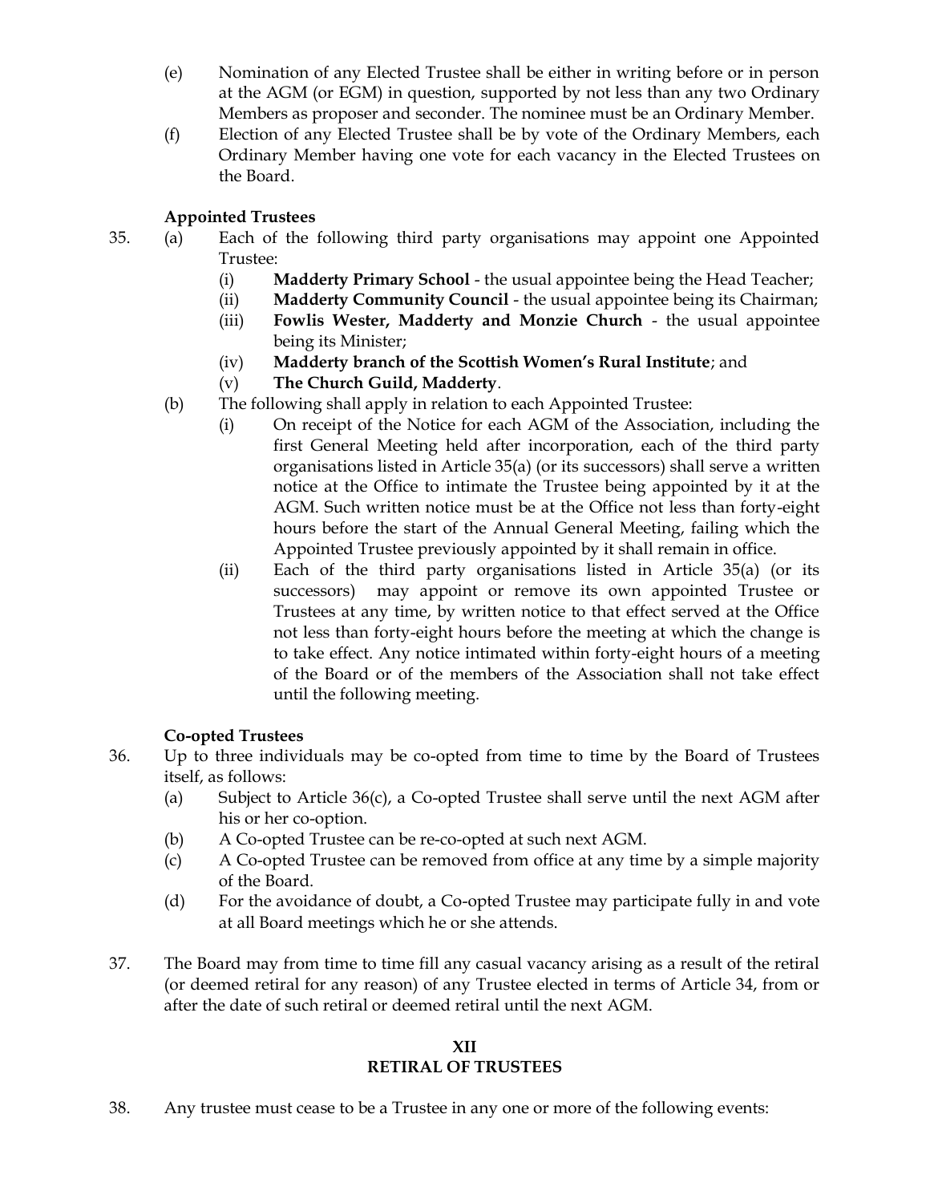(e) Nomination of any Elected Trustee shall be either in writing before or in person at the AGM (or EGM) in question, supported by not less than any two Ordinary Members as proposer and seconder. The nominee must be an Ordinary Member.

(f) Election of any Elected Trustee shall be by vote of the Ordinary Members, each Ordinary Member having one vote for each vacancy in the Elected Trustees on the Board.

**Appointed Trustees**

35. (a) Each of the following third party organisations may appoint one Appointed Trustee:

   (i) **Madderty Primary School** - the usual appointee being the Head Teacher;

   (ii) **Madderty Community Council** - the usual appointee being its Chairman;

   (iii) **Fowlis Wester, Madderty and Monzie Church** - the usual appointee being its Minister;

   (iv) **Madderty branch of the Scottish Women's Rural Institute**; and

   (v) **The Church Guild, Madderty**.

(b) The following shall apply in relation to each Appointed Trustee:

   (i) On receipt of the Notice for each AGM of the Association, including the first General Meeting held after incorporation, each of the third party organisations listed in Article 35(a) (or its successors) shall serve a written notice at the Office to intimate the Trustee being appointed by it at the AGM. Such written notice must be at the Office not less than forty-eight hours before the start of the Annual General Meeting, failing which the Appointed Trustee previously appointed by it shall remain in office.

   (ii) Each of the third party organisations listed in Article 35(a) (or its successors) may appoint or remove its own appointed Trustee or Trustees at any time, by written notice to that effect served at the Office not less than forty-eight hours before the meeting at which the change is to take effect. Any notice intimated within forty-eight hours of a meeting of the Board or of the members of the Association shall not take effect until the following meeting.

**Co-opted Trustees**

36. Up to three individuals may be co-opted from time to time by the Board of Trustees itself, as follows:

   (a) Subject to Article 36(c), a Co-opted Trustee shall serve until the next AGM after his or her co-option.

   (b) A Co-opted Trustee can be re-co-opted at such next AGM.

   (c) A Co-opted Trustee can be removed from office at any time by a simple majority of the Board.

   (d) For the avoidance of doubt, a Co-opted Trustee may participate fully in and vote at all Board meetings which he or she attends.

37. The Board may from time to time fill any casual vacancy arising as a result of the retiral (or deemed retiral for any reason) of any Trustee elected in terms of Article 34, from or after the date of such retiral or deemed retiral until the next AGM.

## XII
## RETIRAL OF TRUSTEES

38. Any trustee must cease to be a Trustee in any one or more of the following events: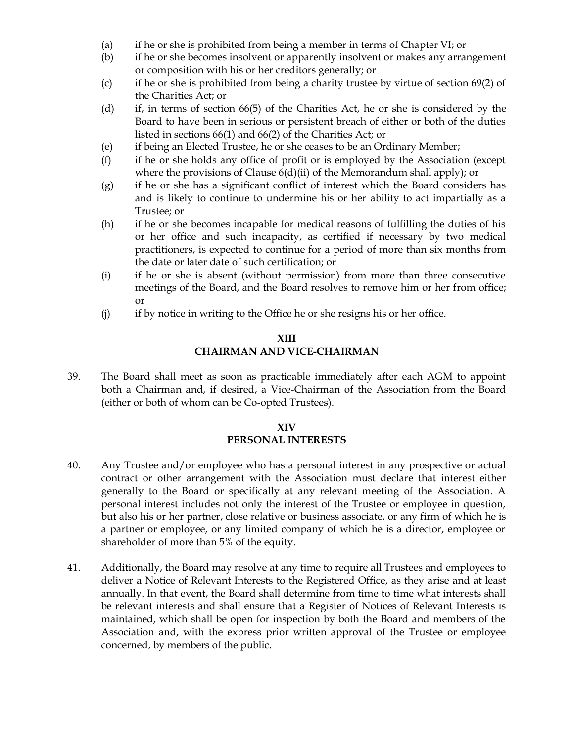(a) if he or she is prohibited from being a member in terms of Chapter VI; or

(b) if he or she becomes insolvent or apparently insolvent or makes any arrangement or composition with his or her creditors generally; or

(c) if he or she is prohibited from being a charity trustee by virtue of section 69(2) of the Charities Act; or

(d) if, in terms of section 66(5) of the Charities Act, he or she is considered by the Board to have been in serious or persistent breach of either or both of the duties listed in sections 66(1) and 66(2) of the Charities Act; or

(e) if being an Elected Trustee, he or she ceases to be an Ordinary Member;

(f) if he or she holds any office of profit or is employed by the Association (except where the provisions of Clause 6(d)(ii) of the Memorandum shall apply); or

(g) if he or she has a significant conflict of interest which the Board considers has and is likely to continue to undermine his or her ability to act impartially as a Trustee; or

(h) if he or she becomes incapable for medical reasons of fulfilling the duties of his or her office and such incapacity, as certified if necessary by two medical practitioners, is expected to continue for a period of more than six months from the date or later date of such certification; or

(i) if he or she is absent (without permission) from more than three consecutive meetings of the Board, and the Board resolves to remove him or her from office; or

(j) if by notice in writing to the Office he or she resigns his or her office.

## XIII
## CHAIRMAN AND VICE-CHAIRMAN

39. The Board shall meet as soon as practicable immediately after each AGM to appoint both a Chairman and, if desired, a Vice-Chairman of the Association from the Board (either or both of whom can be Co-opted Trustees).

## XIV
## PERSONAL INTERESTS

40. Any Trustee and/or employee who has a personal interest in any prospective or actual contract or other arrangement with the Association must declare that interest either generally to the Board or specifically at any relevant meeting of the Association. A personal interest includes not only the interest of the Trustee or employee in question, but also his or her partner, close relative or business associate, or any firm of which he is a partner or employee, or any limited company of which he is a director, employee or shareholder of more than 5% of the equity.

41. Additionally, the Board may resolve at any time to require all Trustees and employees to deliver a Notice of Relevant Interests to the Registered Office, as they arise and at least annually. In that event, the Board shall determine from time to time what interests shall be relevant interests and shall ensure that a Register of Notices of Relevant Interests is maintained, which shall be open for inspection by both the Board and members of the Association and, with the express prior written approval of the Trustee or employee concerned, by members of the public.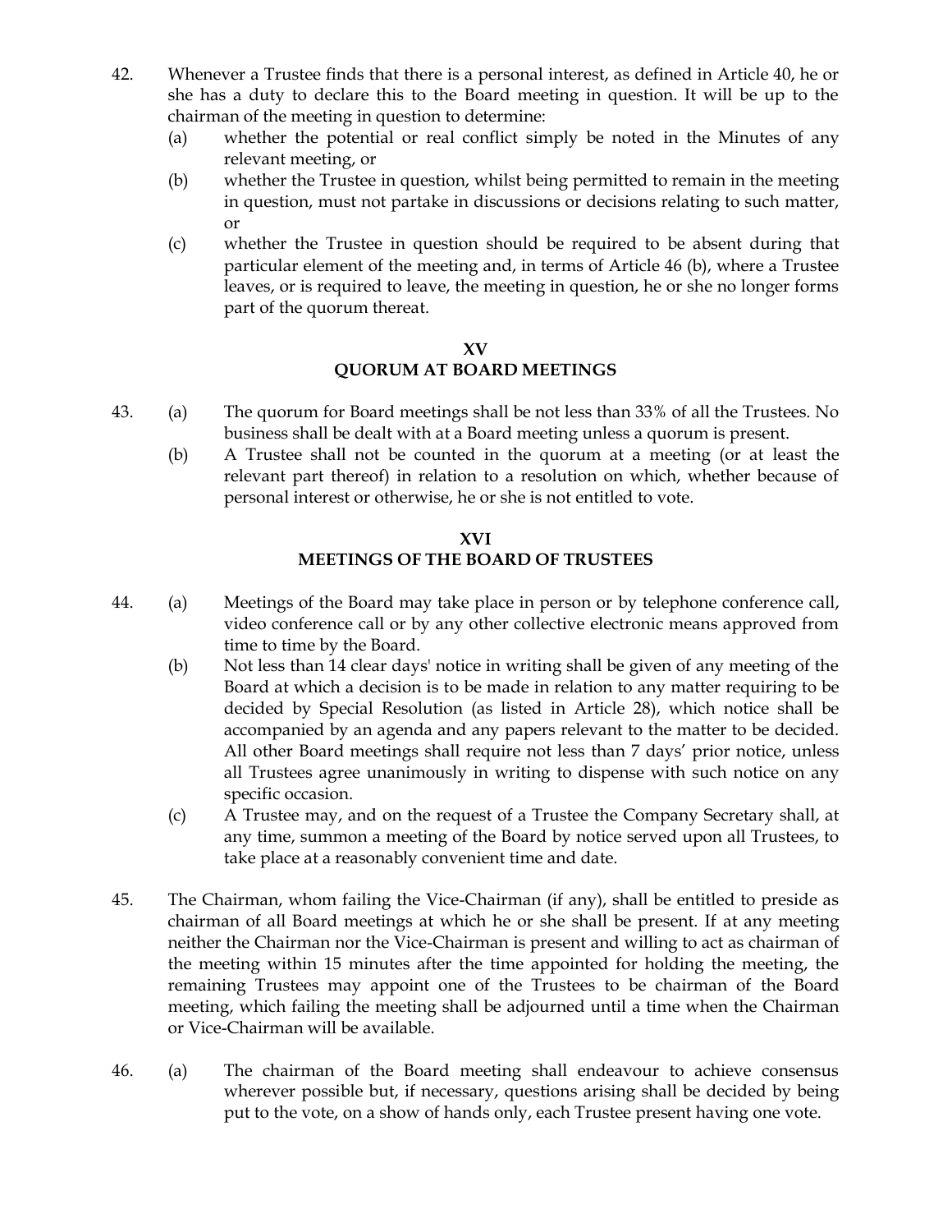42. Whenever a Trustee finds that there is a personal interest, as defined in Article 40, he or she has a duty to declare this to the Board meeting in question. It will be up to the chairman of the meeting in question to determine:
    (a) whether the potential or real conflict simply be noted in the Minutes of any relevant meeting, or
    (b) whether the Trustee in question, whilst being permitted to remain in the meeting in question, must not partake in discussions or decisions relating to such matter, or
    (c) whether the Trustee in question should be required to be absent during that particular element of the meeting and, in terms of Article 46 (b), where a Trustee leaves, or is required to leave, the meeting in question, he or she no longer forms part of the quorum thereat.

## XV
## QUORUM AT BOARD MEETINGS

43. (a) The quorum for Board meetings shall be not less than 33% of all the Trustees. No business shall be dealt with at a Board meeting unless a quorum is present.
    (b) A Trustee shall not be counted in the quorum at a meeting (or at least the relevant part thereof) in relation to a resolution on which, whether because of personal interest or otherwise, he or she is not entitled to vote.

## XVI
## MEETINGS OF THE BOARD OF TRUSTEES

44. (a) Meetings of the Board may take place in person or by telephone conference call, video conference call or by any other collective electronic means approved from time to time by the Board.
    (b) Not less than 14 clear days' notice in writing shall be given of any meeting of the Board at which a decision is to be made in relation to any matter requiring to be decided by Special Resolution (as listed in Article 28), which notice shall be accompanied by an agenda and any papers relevant to the matter to be decided. All other Board meetings shall require not less than 7 days' prior notice, unless all Trustees agree unanimously in writing to dispense with such notice on any specific occasion.
    (c) A Trustee may, and on the request of a Trustee the Company Secretary shall, at any time, summon a meeting of the Board by notice served upon all Trustees, to take place at a reasonably convenient time and date.

45. The Chairman, whom failing the Vice-Chairman (if any), shall be entitled to preside as chairman of all Board meetings at which he or she shall be present. If at any meeting neither the Chairman nor the Vice-Chairman is present and willing to act as chairman of the meeting within 15 minutes after the time appointed for holding the meeting, the remaining Trustees may appoint one of the Trustees to be chairman of the Board meeting, which failing the meeting shall be adjourned until a time when the Chairman or Vice-Chairman will be available.

46. (a) The chairman of the Board meeting shall endeavour to achieve consensus wherever possible but, if necessary, questions arising shall be decided by being put to the vote, on a show of hands only, each Trustee present having one vote.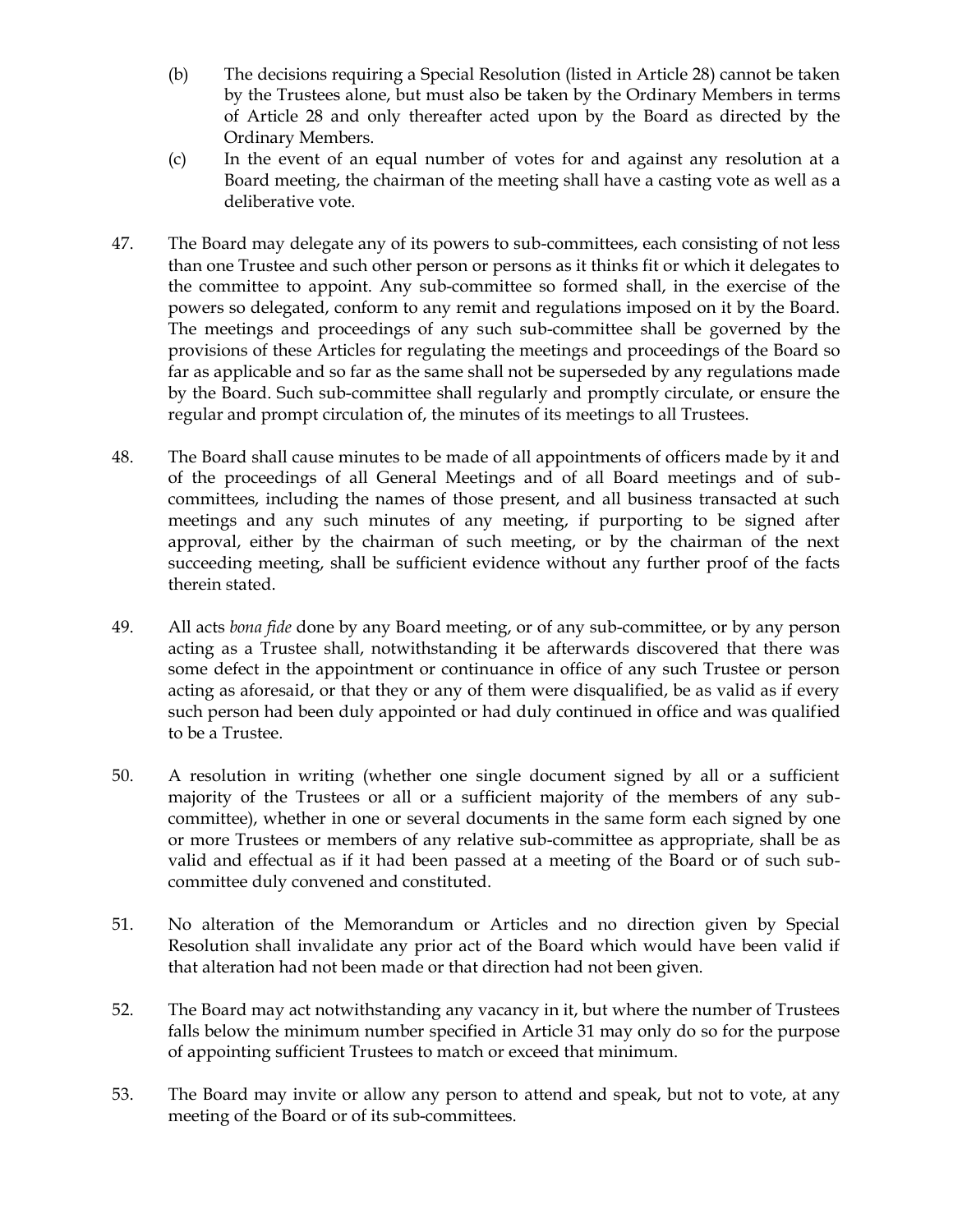(b) The decisions requiring a Special Resolution (listed in Article 28) cannot be taken by the Trustees alone, but must also be taken by the Ordinary Members in terms of Article 28 and only thereafter acted upon by the Board as directed by the Ordinary Members.

(c) In the event of an equal number of votes for and against any resolution at a Board meeting, the chairman of the meeting shall have a casting vote as well as a deliberative vote.

47. The Board may delegate any of its powers to sub-committees, each consisting of not less than one Trustee and such other person or persons as it thinks fit or which it delegates to the committee to appoint. Any sub-committee so formed shall, in the exercise of the powers so delegated, conform to any remit and regulations imposed on it by the Board. The meetings and proceedings of any such sub-committee shall be governed by the provisions of these Articles for regulating the meetings and proceedings of the Board so far as applicable and so far as the same shall not be superseded by any regulations made by the Board. Such sub-committee shall regularly and promptly circulate, or ensure the regular and prompt circulation of, the minutes of its meetings to all Trustees.

48. The Board shall cause minutes to be made of all appointments of officers made by it and of the proceedings of all General Meetings and of all Board meetings and of sub-committees, including the names of those present, and all business transacted at such meetings and any such minutes of any meeting, if purporting to be signed after approval, either by the chairman of such meeting, or by the chairman of the next succeeding meeting, shall be sufficient evidence without any further proof of the facts therein stated.

49. All acts *bona fide* done by any Board meeting, or of any sub-committee, or by any person acting as a Trustee shall, notwithstanding it be afterwards discovered that there was some defect in the appointment or continuance in office of any such Trustee or person acting as aforesaid, or that they or any of them were disqualified, be as valid as if every such person had been duly appointed or had duly continued in office and was qualified to be a Trustee.

50. A resolution in writing (whether one single document signed by all or a sufficient majority of the Trustees or all or a sufficient majority of the members of any sub-committee), whether in one or several documents in the same form each signed by one or more Trustees or members of any relative sub-committee as appropriate, shall be as valid and effectual as if it had been passed at a meeting of the Board or of such sub-committee duly convened and constituted.

51. No alteration of the Memorandum or Articles and no direction given by Special Resolution shall invalidate any prior act of the Board which would have been valid if that alteration had not been made or that direction had not been given.

52. The Board may act notwithstanding any vacancy in it, but where the number of Trustees falls below the minimum number specified in Article 31 may only do so for the purpose of appointing sufficient Trustees to match or exceed that minimum.

53. The Board may invite or allow any person to attend and speak, but not to vote, at any meeting of the Board or of its sub-committees.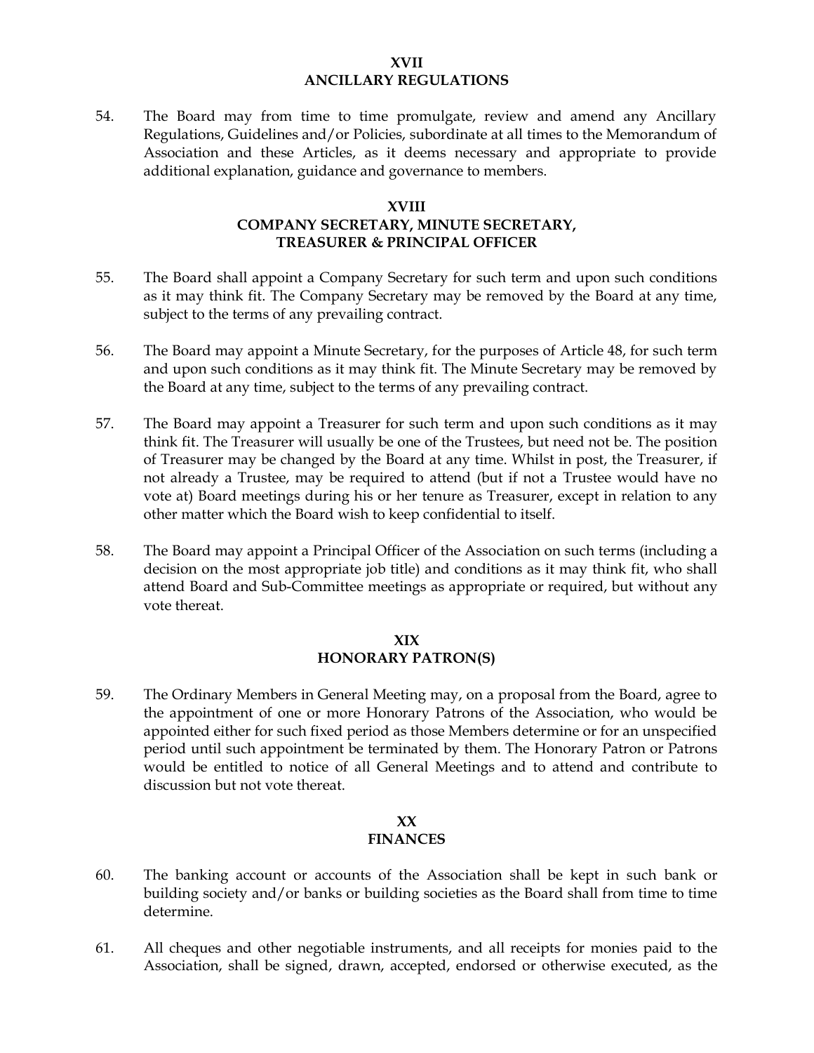## XVII
## ANCILLARY REGULATIONS

54. The Board may from time to time promulgate, review and amend any Ancillary Regulations, Guidelines and/or Policies, subordinate at all times to the Memorandum of Association and these Articles, as it deems necessary and appropriate to provide additional explanation, guidance and governance to members.

## XVIII
## COMPANY SECRETARY, MINUTE SECRETARY, TREASURER & PRINCIPAL OFFICER

55. The Board shall appoint a Company Secretary for such term and upon such conditions as it may think fit. The Company Secretary may be removed by the Board at any time, subject to the terms of any prevailing contract.

56. The Board may appoint a Minute Secretary, for the purposes of Article 48, for such term and upon such conditions as it may think fit. The Minute Secretary may be removed by the Board at any time, subject to the terms of any prevailing contract.

57. The Board may appoint a Treasurer for such term and upon such conditions as it may think fit. The Treasurer will usually be one of the Trustees, but need not be. The position of Treasurer may be changed by the Board at any time. Whilst in post, the Treasurer, if not already a Trustee, may be required to attend (but if not a Trustee would have no vote at) Board meetings during his or her tenure as Treasurer, except in relation to any other matter which the Board wish to keep confidential to itself.

58. The Board may appoint a Principal Officer of the Association on such terms (including a decision on the most appropriate job title) and conditions as it may think fit, who shall attend Board and Sub-Committee meetings as appropriate or required, but without any vote thereat.

## XIX
## HONORARY PATRON(S)

59. The Ordinary Members in General Meeting may, on a proposal from the Board, agree to the appointment of one or more Honorary Patrons of the Association, who would be appointed either for such fixed period as those Members determine or for an unspecified period until such appointment be terminated by them. The Honorary Patron or Patrons would be entitled to notice of all General Meetings and to attend and contribute to discussion but not vote thereat.

## XX
## FINANCES

60. The banking account or accounts of the Association shall be kept in such bank or building society and/or banks or building societies as the Board shall from time to time determine.

61. All cheques and other negotiable instruments, and all receipts for monies paid to the Association, shall be signed, drawn, accepted, endorsed or otherwise executed, as the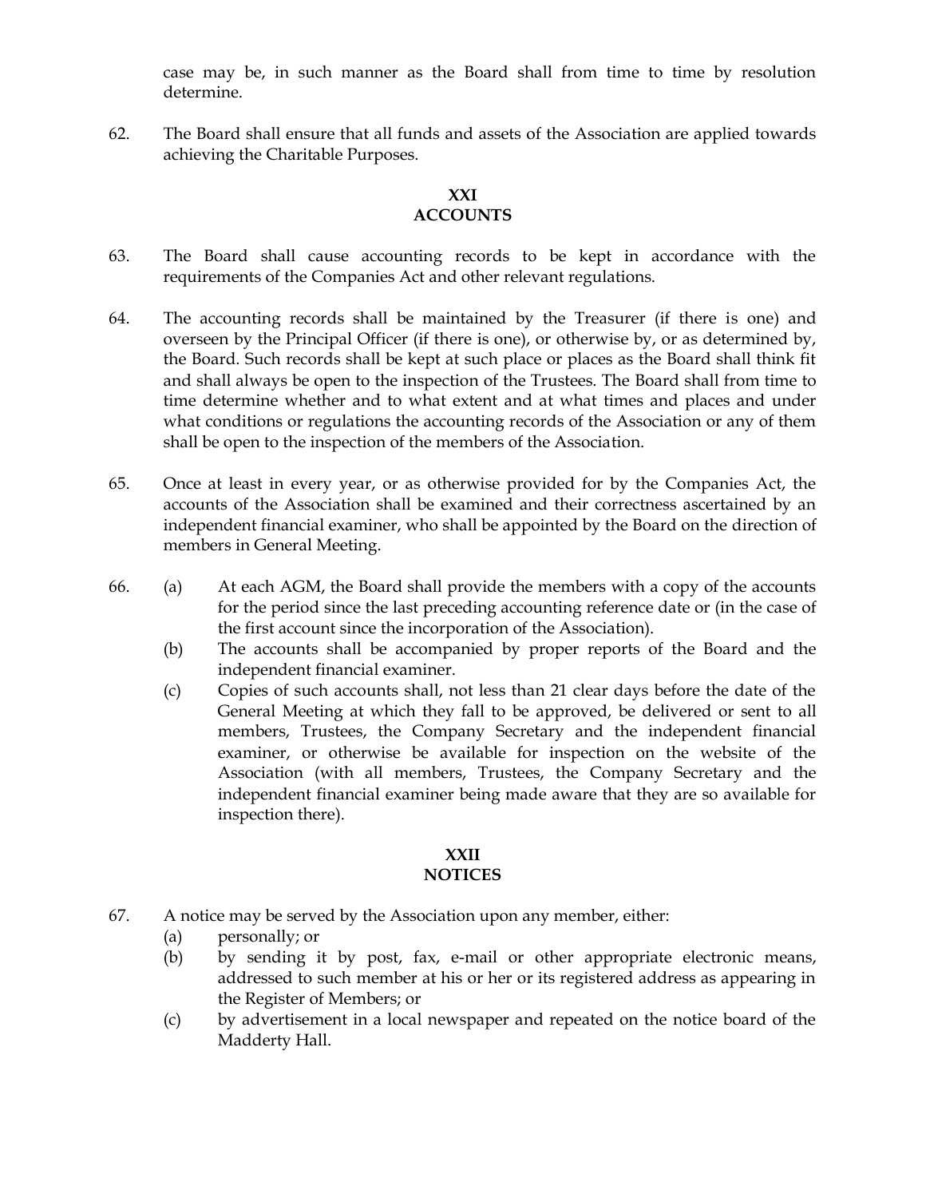case may be, in such manner as the Board shall from time to time by resolution determine.

62. The Board shall ensure that all funds and assets of the Association are applied towards achieving the Charitable Purposes.

## XXI
## ACCOUNTS

63. The Board shall cause accounting records to be kept in accordance with the requirements of the Companies Act and other relevant regulations.

64. The accounting records shall be maintained by the Treasurer (if there is one) and overseen by the Principal Officer (if there is one), or otherwise by, or as determined by, the Board. Such records shall be kept at such place or places as the Board shall think fit and shall always be open to the inspection of the Trustees. The Board shall from time to time determine whether and to what extent and at what times and places and under what conditions or regulations the accounting records of the Association or any of them shall be open to the inspection of the members of the Association.

65. Once at least in every year, or as otherwise provided for by the Companies Act, the accounts of the Association shall be examined and their correctness ascertained by an independent financial examiner, who shall be appointed by the Board on the direction of members in General Meeting.

66. (a) At each AGM, the Board shall provide the members with a copy of the accounts for the period since the last preceding accounting reference date or (in the case of the first account since the incorporation of the Association).
    (b) The accounts shall be accompanied by proper reports of the Board and the independent financial examiner.
    (c) Copies of such accounts shall, not less than 21 clear days before the date of the General Meeting at which they fall to be approved, be delivered or sent to all members, Trustees, the Company Secretary and the independent financial examiner, or otherwise be available for inspection on the website of the Association (with all members, Trustees, the Company Secretary and the independent financial examiner being made aware that they are so available for inspection there).

## XXII
## NOTICES

67. A notice may be served by the Association upon any member, either:
    (a) personally; or
    (b) by sending it by post, fax, e-mail or other appropriate electronic means, addressed to such member at his or her or its registered address as appearing in the Register of Members; or
    (c) by advertisement in a local newspaper and repeated on the notice board of the Madderty Hall.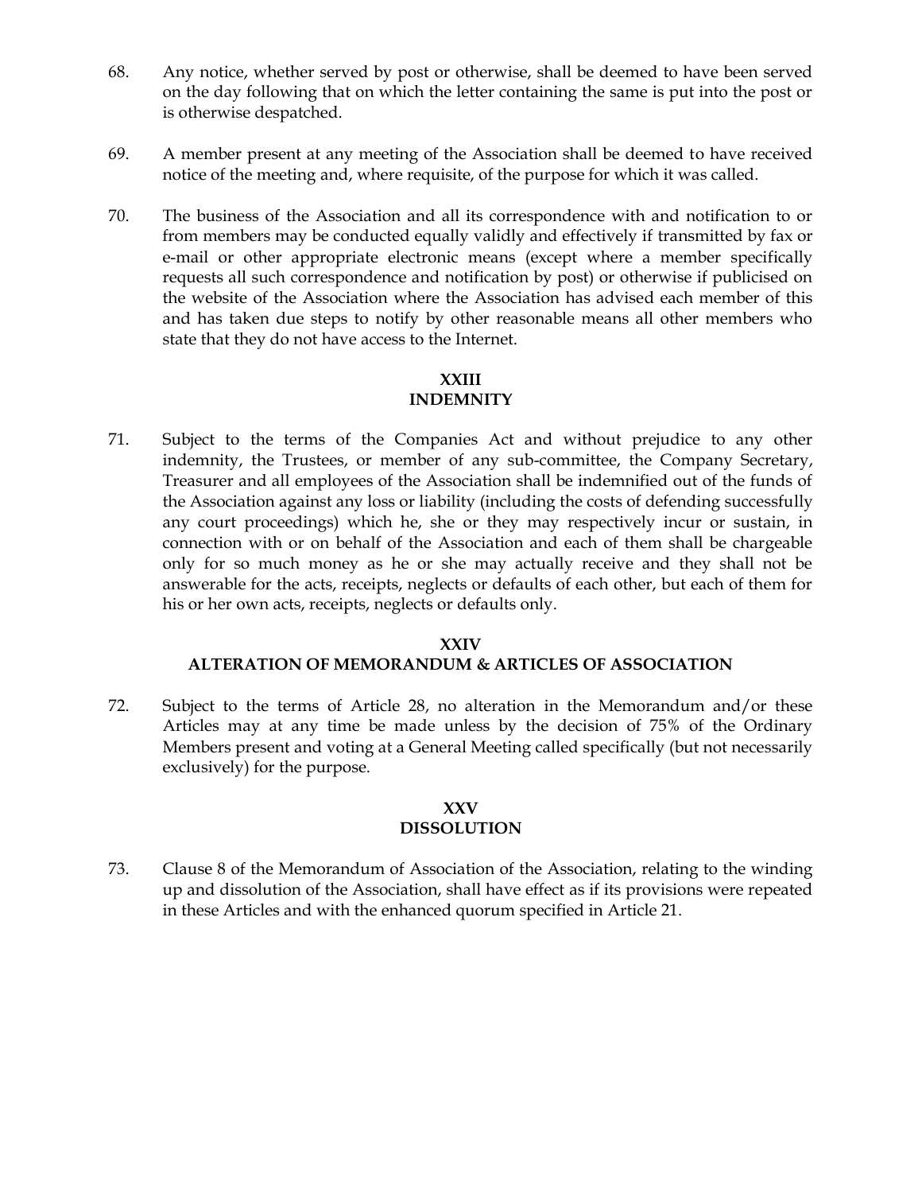68. Any notice, whether served by post or otherwise, shall be deemed to have been served on the day following that on which the letter containing the same is put into the post or is otherwise despatched.

69. A member present at any meeting of the Association shall be deemed to have received notice of the meeting and, where requisite, of the purpose for which it was called.

70. The business of the Association and all its correspondence with and notification to or from members may be conducted equally validly and effectively if transmitted by fax or e-mail or other appropriate electronic means (except where a member specifically requests all such correspondence and notification by post) or otherwise if publicised on the website of the Association where the Association has advised each member of this and has taken due steps to notify by other reasonable means all other members who state that they do not have access to the Internet.

## XXIII
## INDEMNITY

71. Subject to the terms of the Companies Act and without prejudice to any other indemnity, the Trustees, or member of any sub-committee, the Company Secretary, Treasurer and all employees of the Association shall be indemnified out of the funds of the Association against any loss or liability (including the costs of defending successfully any court proceedings) which he, she or they may respectively incur or sustain, in connection with or on behalf of the Association and each of them shall be chargeable only for so much money as he or she may actually receive and they shall not be answerable for the acts, receipts, neglects or defaults of each other, but each of them for his or her own acts, receipts, neglects or defaults only.

## XXIV
## ALTERATION OF MEMORANDUM & ARTICLES OF ASSOCIATION

72. Subject to the terms of Article 28, no alteration in the Memorandum and/or these Articles may at any time be made unless by the decision of 75% of the Ordinary Members present and voting at a General Meeting called specifically (but not necessarily exclusively) for the purpose.

## XXV
## DISSOLUTION

73. Clause 8 of the Memorandum of Association of the Association, relating to the winding up and dissolution of the Association, shall have effect as if its provisions were repeated in these Articles and with the enhanced quorum specified in Article 21.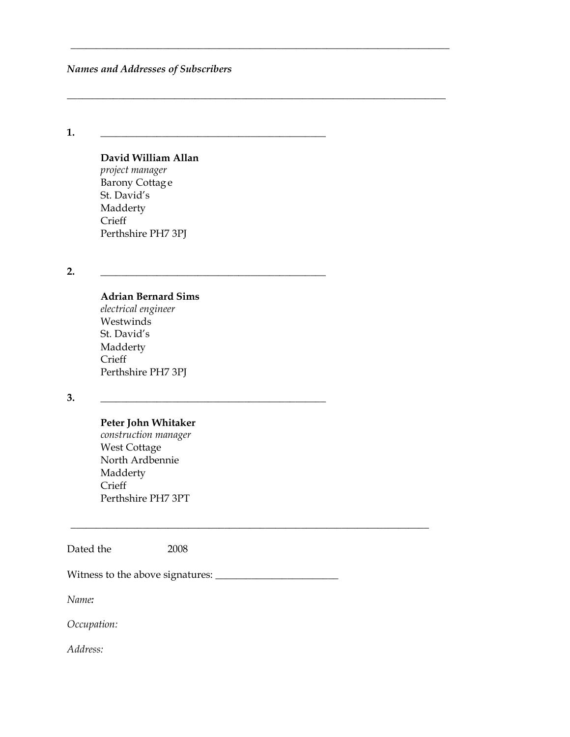---

*Names and Addresses of Subscribers*

---

**1.** ____________________________________________

**David William Allan**
*project manager*
Barony Cottage
St. David's
Madderty
Crieff
Perthshire PH7 3PJ

**2.** ____________________________________________

**Adrian Bernard Sims**
*electrical engineer*
Westwinds
St. David's
Madderty
Crieff
Perthshire PH7 3PJ

**3.** ____________________________________________

**Peter John Whitaker**
*construction manager*
West Cottage
North Ardbennie
Madderty
Crieff
Perthshire PH7 3PT

---

Dated the 2008

Witness to the above signatures: ________________________

*Name:*

*Occupation:*

*Address:*